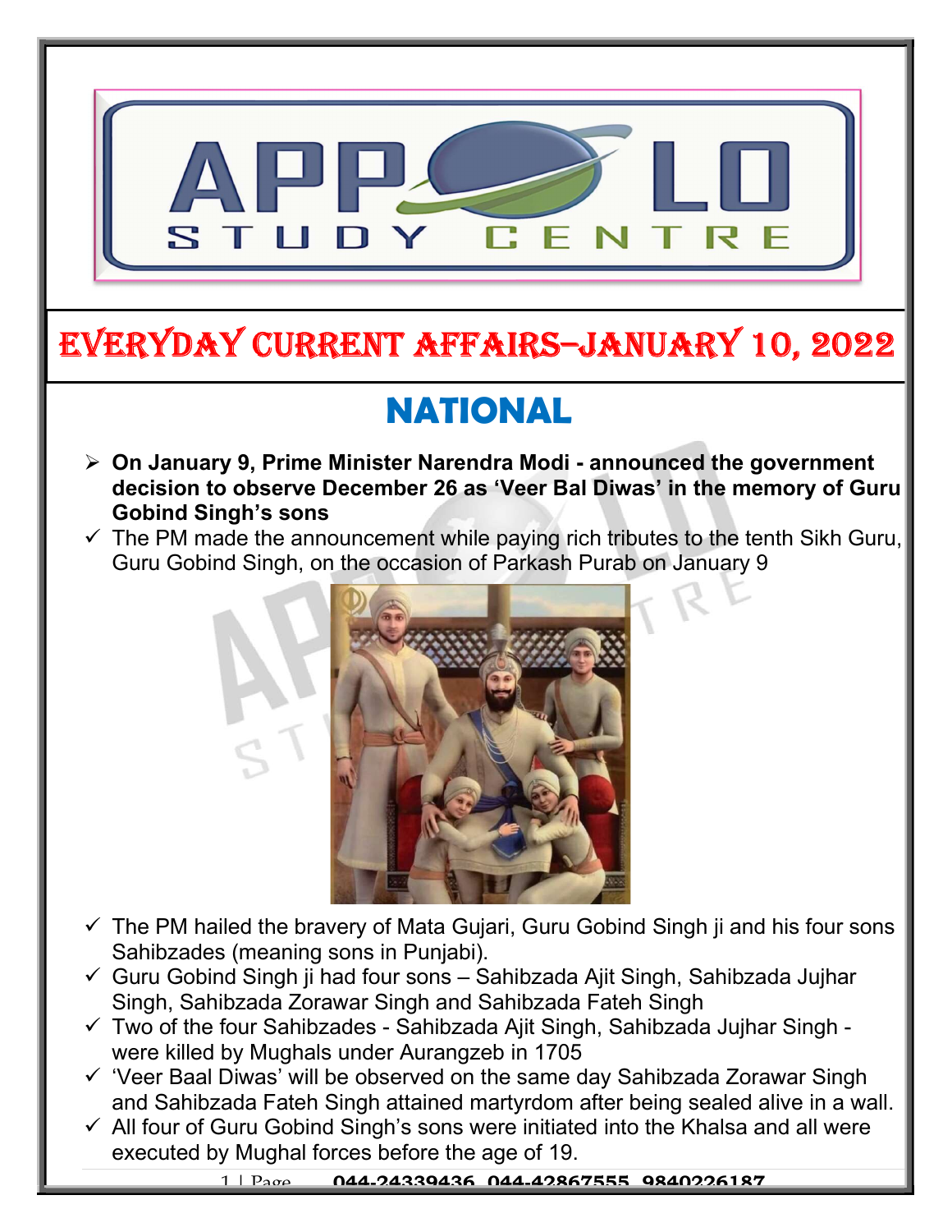# EVERYDAY CURRENT AFFAIRS–JANUARY 10, 2022

## NATIONAL

- **On January 9, Prime Minister Narendra Modi - announced the government decision to observe December 26 as 'Veer Bal Diwas' in the memory of Guru Gobind Singh's sons**
  - ✓ The PM made the announcement while paying rich tributes to the tenth Sikh Guru, Guru Gobind Singh, on the occasion of Parkash Purab on January 9
  - ✓ The PM hailed the bravery of Mata Gujari, Guru Gobind Singh ji and his four sons Sahibzades (meaning sons in Punjabi).
  - ✓ Guru Gobind Singh ji had four sons – Sahibzada Ajit Singh, Sahibzada Jujhar Singh, Sahibzada Zorawar Singh and Sahibzada Fateh Singh
  - ✓ Two of the four Sahibzades - Sahibzada Ajit Singh, Sahibzada Jujhar Singh - were killed by Mughals under Aurangzeb in 1705
  - ✓ 'Veer Baal Diwas' will be observed on the same day Sahibzada Zorawar Singh and Sahibzada Fateh Singh attained martyrdom after being sealed alive in a wall.
  - ✓ All four of Guru Gobind Singh's sons were initiated into the Khalsa and all were executed by Mughal forces before the age of 19.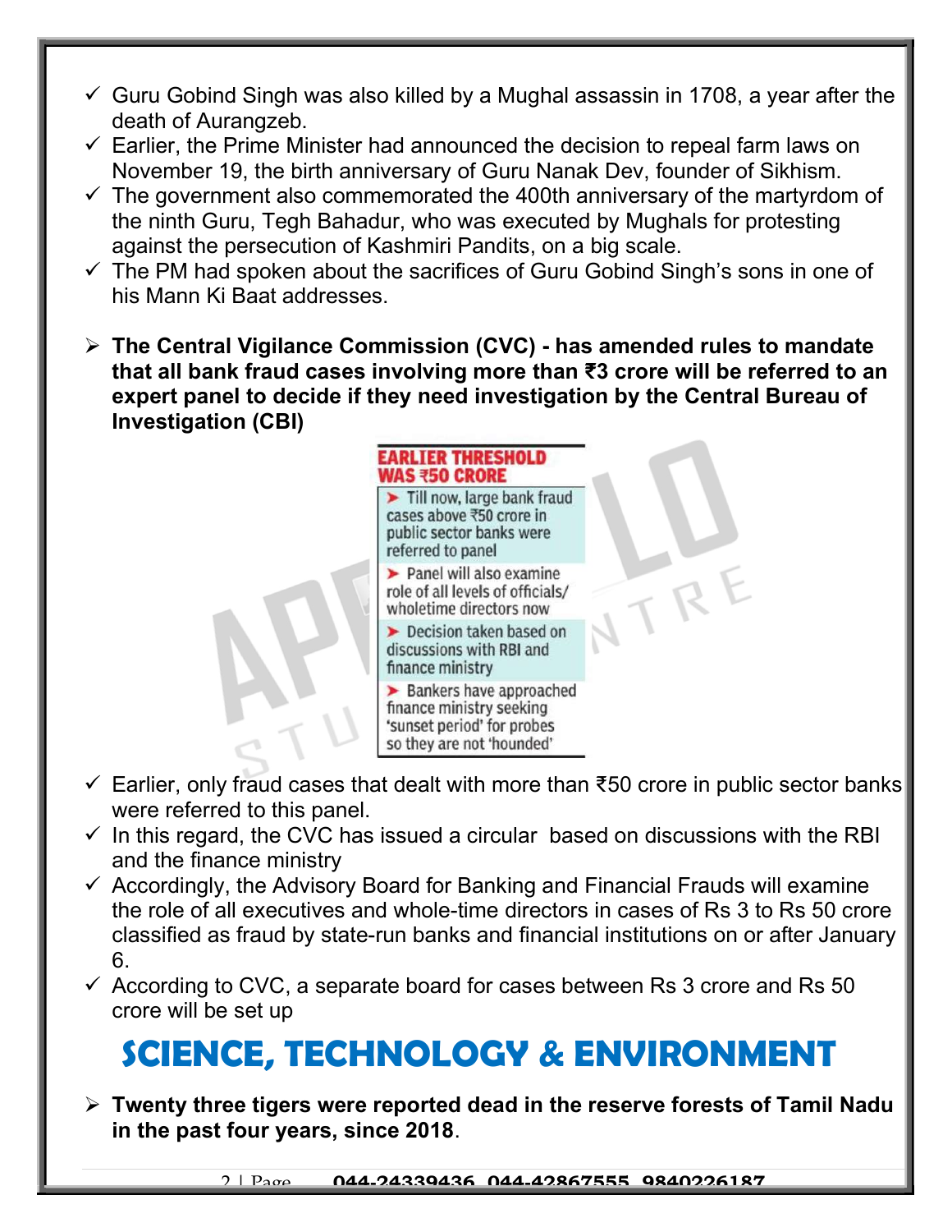- ✓ Guru Gobind Singh was also killed by a Mughal assassin in 1708, a year after the death of Aurangzeb.
- ✓ Earlier, the Prime Minister had announced the decision to repeal farm laws on November 19, the birth anniversary of Guru Nanak Dev, founder of Sikhism.
- ✓ The government also commemorated the 400th anniversary of the martyrdom of the ninth Guru, Tegh Bahadur, who was executed by Mughals for protesting against the persecution of Kashmiri Pandits, on a big scale.
- ✓ The PM had spoken about the sacrifices of Guru Gobind Singh's sons in one of his Mann Ki Baat addresses.

➢ **The Central Vigilance Commission (CVC) - has amended rules to mandate that all bank fraud cases involving more than ₹3 crore will be referred to an expert panel to decide if they need investigation by the Central Bureau of Investigation (CBI)**

**EARLIER THRESHOLD WAS ₹50 CRORE**

- ➤ Till now, large bank fraud cases above ₹50 crore in public sector banks were referred to panel
- ➤ Panel will also examine role of all levels of officials/ wholetime directors now
- ➤ Decision taken based on discussions with RBI and finance ministry
- ➤ Bankers have approached finance ministry seeking 'sunset period' for probes so they are not 'hounded'

- ✓ Earlier, only fraud cases that dealt with more than ₹50 crore in public sector banks were referred to this panel.
- ✓ In this regard, the CVC has issued a circular based on discussions with the RBI and the finance ministry
- ✓ Accordingly, the Advisory Board for Banking and Financial Frauds will examine the role of all executives and whole-time directors in cases of Rs 3 to Rs 50 crore classified as fraud by state-run banks and financial institutions on or after January 6.
- ✓ According to CVC, a separate board for cases between Rs 3 crore and Rs 50 crore will be set up

# SCIENCE, TECHNOLOGY & ENVIRONMENT

➢ **Twenty three tigers were reported dead in the reserve forests of Tamil Nadu in the past four years, since 2018**.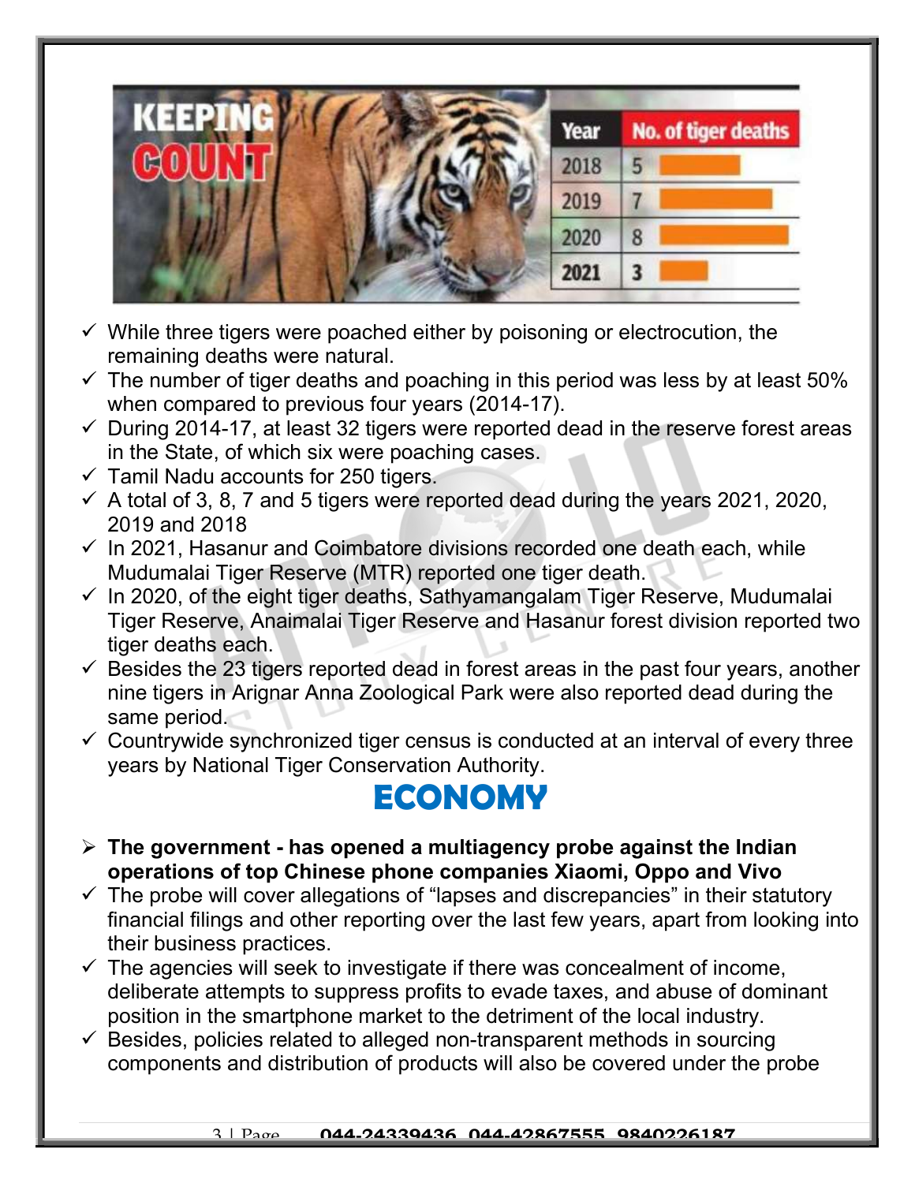KEEPING COUNT

| Year | No. of tiger deaths |
| --- | --- |
| 2018 | 5 |
| 2019 | 7 |
| 2020 | 8 |
| 2021 | 3 |

- ✓ While three tigers were poached either by poisoning or electrocution, the remaining deaths were natural.
- ✓ The number of tiger deaths and poaching in this period was less by at least 50% when compared to previous four years (2014-17).
- ✓ During 2014-17, at least 32 tigers were reported dead in the reserve forest areas in the State, of which six were poaching cases.
- ✓ Tamil Nadu accounts for 250 tigers.
- ✓ A total of 3, 8, 7 and 5 tigers were reported dead during the years 2021, 2020, 2019 and 2018
- ✓ In 2021, Hasanur and Coimbatore divisions recorded one death each, while Mudumalai Tiger Reserve (MTR) reported one tiger death.
- ✓ In 2020, of the eight tiger deaths, Sathyamangalam Tiger Reserve, Mudumalai Tiger Reserve, Anaimalai Tiger Reserve and Hasanur forest division reported two tiger deaths each.
- ✓ Besides the 23 tigers reported dead in forest areas in the past four years, another nine tigers in Arignar Anna Zoological Park were also reported dead during the same period.
- ✓ Countrywide synchronized tiger census is conducted at an interval of every three years by National Tiger Conservation Authority.

# ECONOMY

- ➢ **The government - has opened a multiagency probe against the Indian operations of top Chinese phone companies Xiaomi, Oppo and Vivo**
- ✓ The probe will cover allegations of "lapses and discrepancies" in their statutory financial filings and other reporting over the last few years, apart from looking into their business practices.
- ✓ The agencies will seek to investigate if there was concealment of income, deliberate attempts to suppress profits to evade taxes, and abuse of dominant position in the smartphone market to the detriment of the local industry.
- ✓ Besides, policies related to alleged non-transparent methods in sourcing components and distribution of products will also be covered under the probe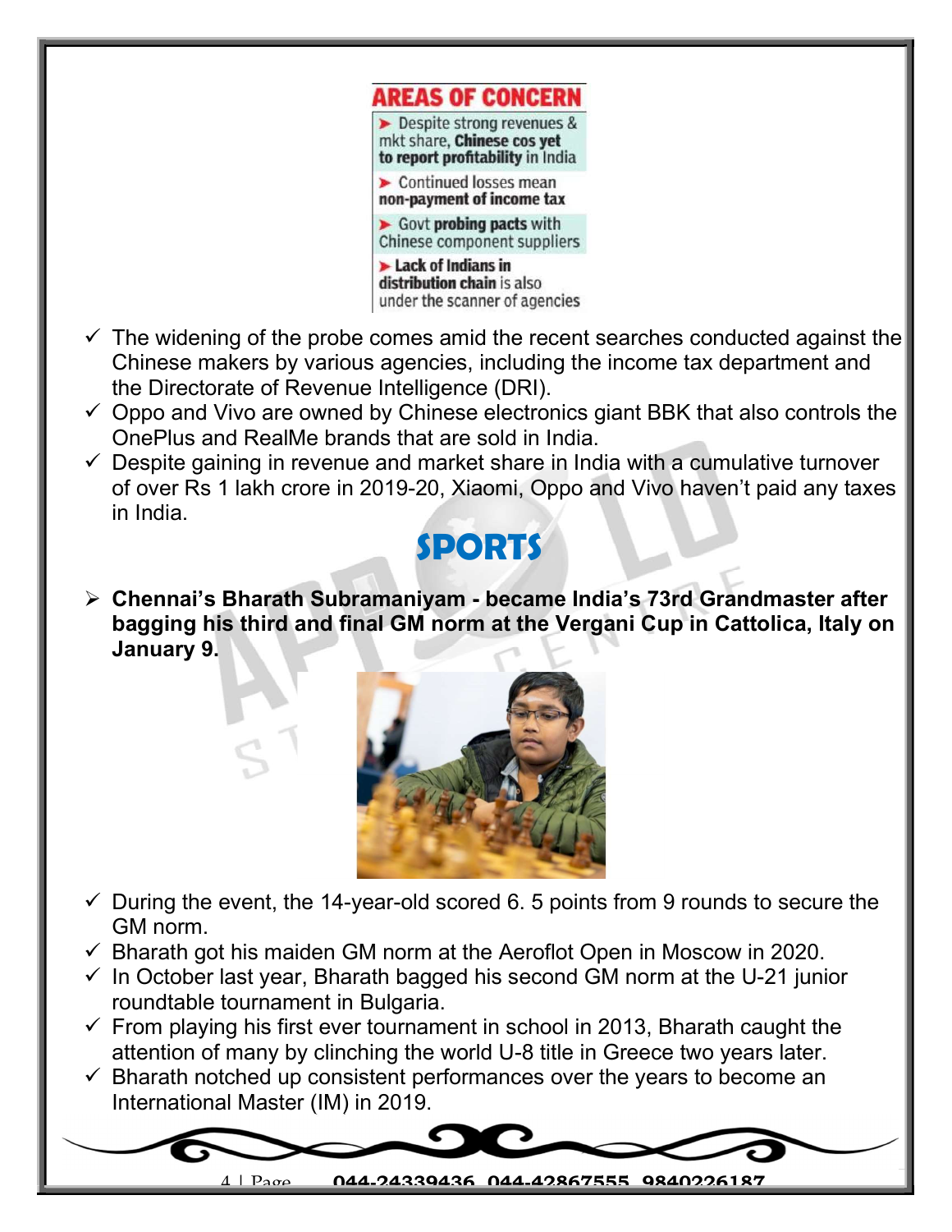## AREAS OF CONCERN

- Despite strong revenues & mkt share, **Chinese cos yet to report profitability** in India
- Continued losses mean **non-payment of income tax**
- Govt **probing pacts** with Chinese component suppliers
- **Lack of Indians in distribution chain** is also under the scanner of agencies

- ✓ The widening of the probe comes amid the recent searches conducted against the Chinese makers by various agencies, including the income tax department and the Directorate of Revenue Intelligence (DRI).
- ✓ Oppo and Vivo are owned by Chinese electronics giant BBK that also controls the OnePlus and RealMe brands that are sold in India.
- ✓ Despite gaining in revenue and market share in India with a cumulative turnover of over Rs 1 lakh crore in 2019-20, Xiaomi, Oppo and Vivo haven't paid any taxes in India.

# SPORTS

- **Chennai's Bharath Subramaniyam - became India's 73rd Grandmaster after bagging his third and final GM norm at the Vergani Cup in Cattolica, Italy on January 9.**

- ✓ During the event, the 14-year-old scored 6. 5 points from 9 rounds to secure the GM norm.
- ✓ Bharath got his maiden GM norm at the Aeroflot Open in Moscow in 2020.
- ✓ In October last year, Bharath bagged his second GM norm at the U-21 junior roundtable tournament in Bulgaria.
- ✓ From playing his first ever tournament in school in 2013, Bharath caught the attention of many by clinching the world U-8 title in Greece two years later.
- ✓ Bharath notched up consistent performances over the years to become an International Master (IM) in 2019.